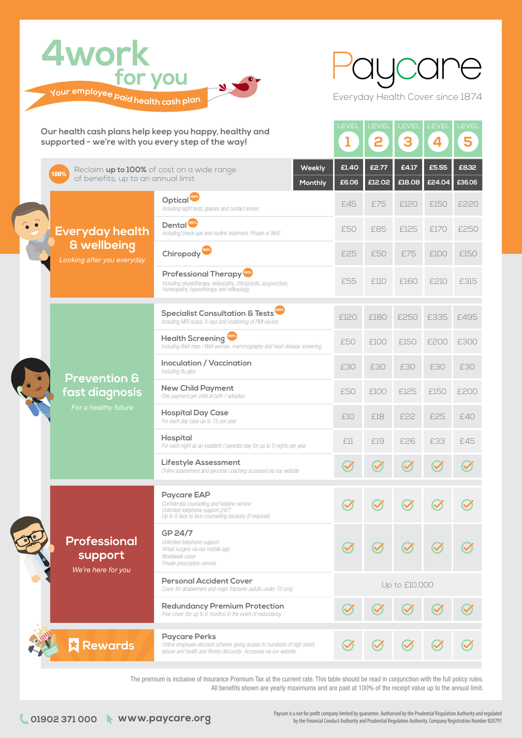# 4work for you

*Your employee paid health cash plan*

## Paycare

Everyday Health Cover since 1874

**Our health cash plans help keep you happy, healthy and supported - we're with you every step of the way!**

100% Reclaim **up to 100%** of cost on a wide range of benefits, up to an annual limit

| Category | Benefit | Level 1 | Level 2 | Level 3 | Level 4 | Level 5 |
|---|---|---|---|---|---|---|
| | **Weekly** | £1.40 | £2.77 | £4.17 | £5.55 | £8.32 |
| | **Monthly** | £6.06 | £12.02 | £18.08 | £24.04 | £36.06 |
| **Everyday health & wellbeing** *Looking after you everyday* | **Optical** 100% *Including sight tests, glasses and contact lenses* | £45 | £75 | £120 | £150 | £220 |
| | **Dental** 100% *Including check ups and routine treatment. Private or NHS* | £50 | £85 | £125 | £170 | £250 |
| | **Chiropody** 100% | £25 | £50 | £75 | £100 | £150 |
| | **Professional Therapy** 100% *Including physiotherapy, osteopathy, chiropractic, acupuncture, homeopathy, hypnotherapy and reflexology* | £55 | £110 | £160 | £210 | £315 |
| **Prevention & fast diagnosis** *For a healthy future* | **Specialist Consultation & Tests** 100% *Including MRI scans, X-rays and reclaiming of PMI excess* | £120 | £180 | £250 | £335 | £495 |
| | **Health Screening** 100% *Including Well-man / Well-woman, mammography and heart disease screening* | £50 | £100 | £150 | £200 | £300 |
| | **Inoculation / Vaccination** *Including flu jabs* | £30 | £30 | £30 | £30 | £30 |
| | **New Child Payment** *One payment per child at birth / adoption* | £50 | £100 | £125 | £150 | £200 |
| | **Hospital Day Case** *For each day case up to 15 per year* | £10 | £18 | £22 | £25 | £40 |
| | **Hospital** *For each night as an inpatient / parental stay for up to 5 nights per year* | £11 | £19 | £26 | £33 | £45 |
| | **Lifestyle Assessment** *Online assessment and personal coaching accessed via our website* | ✓ | ✓ | ✓ | ✓ | ✓ |
| **Professional support** *We're here for you* | **Paycare EAP** *Confidential counselling and helpline service. Unlimited telephone support 24/7. Up to 6 face to face counselling sessions (if required)* | ✓ | ✓ | ✓ | ✓ | ✓ |
| | **GP 24/7** *Unlimited telephone support. Virtual surgery via our mobile app. Worldwide cover. Private prescription service* | ✓ | ✓ | ✓ | ✓ | ✓ |
| | **Personal Accident Cover** *Cover for disablement and major fractures (adults under 70 only)* | Up to £10,000 | | | | |
| | **Redundancy Premium Protection** *Free cover (for up to 6 months) in the event of redundancy* | ✓ | ✓ | ✓ | ✓ | ✓ |
| **Rewards** | **Paycare Perks** *Online employee discount scheme giving access to hundreds of high street, leisure and health and fitness discounts. Accessed via our website.* | ✓ | ✓ | ✓ | ✓ | ✓ |

The premium is inclusive of Insurance Premium Tax at the current rate. This table should be read in conjunction with the full policy rules. All benefits shown are yearly maximums and are paid at 100% of the receipt value up to the annual limit.

01902 371 000 www.paycare.org

Paycare is a not for profit company limited by guarantee. Authorised by the Prudential Regulation Authority and regulated by the Financial Conduct Authority and Prudential Regulation Authority. Company Registration Number 820791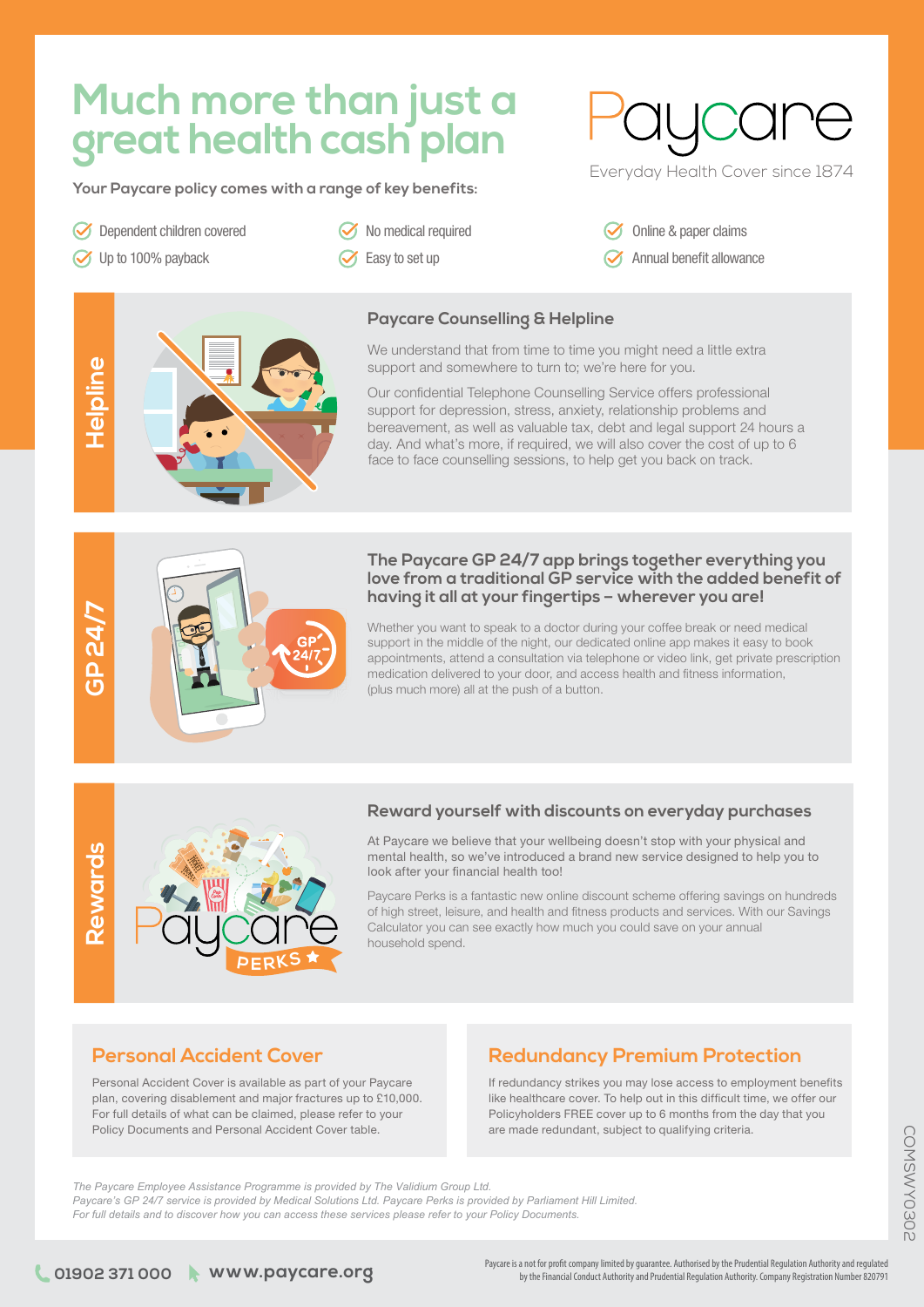# Much more than just a great health cash plan

Paycare

Everyday Health Cover since 1874

**Your Paycare policy comes with a range of key benefits:**

- Dependent children covered
- Up to 100% payback
- No medical required
- Easy to set up
- Online & paper claims
- Annual benefit allowance

## Helpline

### Paycare Counselling & Helpline

We understand that from time to time you might need a little extra support and somewhere to turn to; we're here for you.

Our confidential Telephone Counselling Service offers professional support for depression, stress, anxiety, relationship problems and bereavement, as well as valuable tax, debt and legal support 24 hours a day. And what's more, if required, we will also cover the cost of up to 6 face to face counselling sessions, to help get you back on track.

## GP 24/7

### The Paycare GP 24/7 app brings together everything you love from a traditional GP service with the added benefit of having it all at your fingertips – wherever you are!

Whether you want to speak to a doctor during your coffee break or need medical support in the middle of the night, our dedicated online app makes it easy to book appointments, attend a consultation via telephone or video link, get private prescription medication delivered to your door, and access health and fitness information, (plus much more) all at the push of a button.

## Rewards

### Reward yourself with discounts on everyday purchases

At Paycare we believe that your wellbeing doesn't stop with your physical and mental health, so we've introduced a brand new service designed to help you to look after your financial health too!

Paycare Perks is a fantastic new online discount scheme offering savings on hundreds of high street, leisure, and health and fitness products and services. With our Savings Calculator you can see exactly how much you could save on your annual household spend.

### Personal Accident Cover

Personal Accident Cover is available as part of your Paycare plan, covering disablement and major fractures up to £10,000. For full details of what can be claimed, please refer to your Policy Documents and Personal Accident Cover table.

### Redundancy Premium Protection

If redundancy strikes you may lose access to employment benefits like healthcare cover. To help out in this difficult time, we offer our Policyholders FREE cover up to 6 months from the day that you are made redundant, subject to qualifying criteria.

*The Paycare Employee Assistance Programme is provided by The Validium Group Ltd.*
*Paycare's GP 24/7 service is provided by Medical Solutions Ltd. Paycare Perks is provided by Parliament Hill Limited.*
*For full details and to discover how you can access these services please refer to your Policy Documents.*

COMSWY0302

01902 371 000 www.paycare.org

Paycare is a not for profit company limited by guarantee. Authorised by the Prudential Regulation Authority and regulated by the Financial Conduct Authority and Prudential Regulation Authority. Company Registration Number 820791